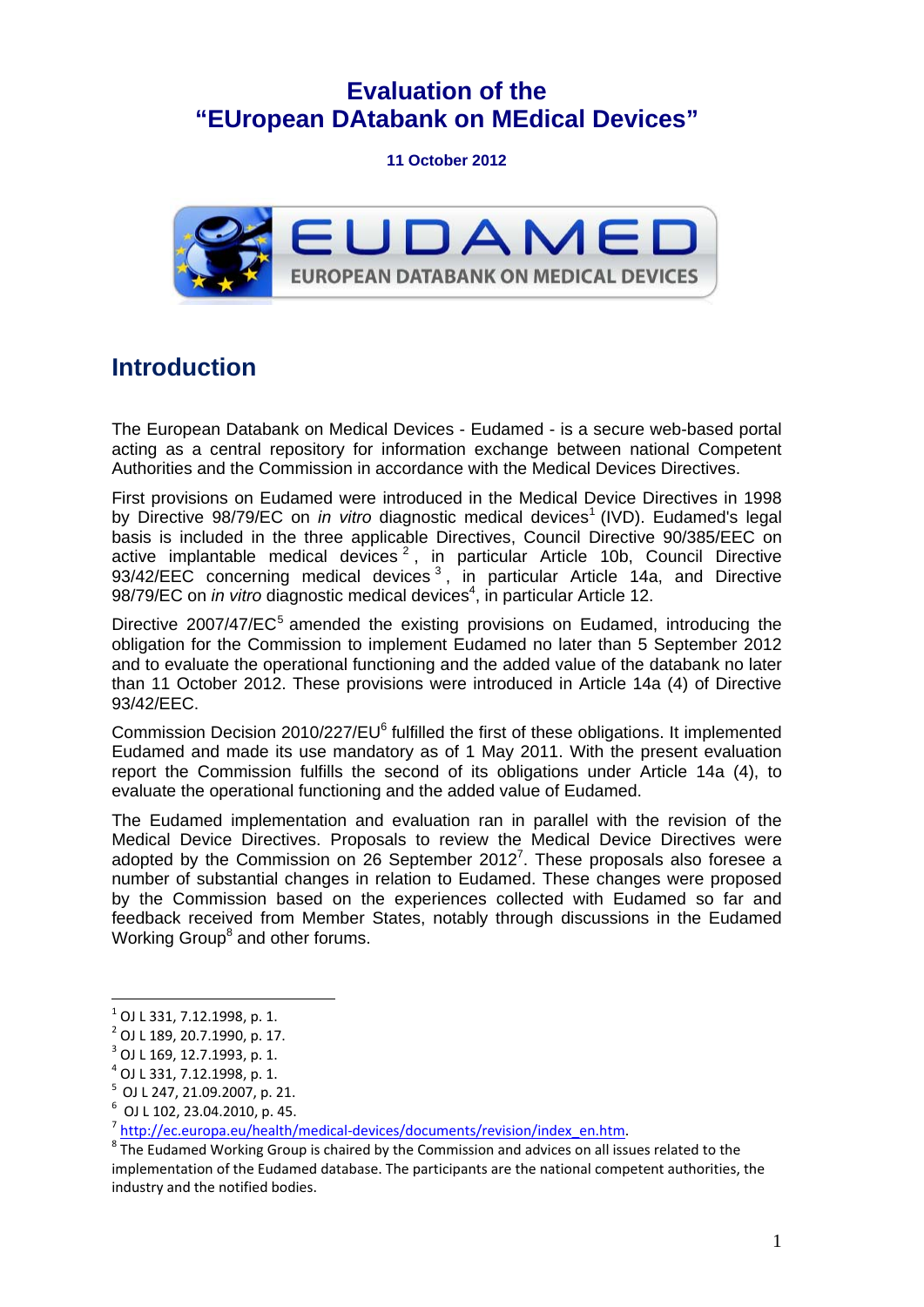# Evaluation of the "EUropean DAtabank on MEdical Devices"

**11 October 2012**

## Introduction

The European Databank on Medical Devices - Eudamed - is a secure web-based portal acting as a central repository for information exchange between national Competent Authorities and the Commission in accordance with the Medical Devices Directives.

First provisions on Eudamed were introduced in the Medical Device Directives in 1998 by Directive 98/79/EC on *in vitro* diagnostic medical devices[1] (IVD). Eudamed's legal basis is included in the three applicable Directives, Council Directive 90/385/EEC on active implantable medical devices[2], in particular Article 10b, Council Directive 93/42/EEC concerning medical devices[3], in particular Article 14a, and Directive 98/79/EC on *in vitro* diagnostic medical devices[4], in particular Article 12.

Directive 2007/47/EC[5] amended the existing provisions on Eudamed, introducing the obligation for the Commission to implement Eudamed no later than 5 September 2012 and to evaluate the operational functioning and the added value of the databank no later than 11 October 2012. These provisions were introduced in Article 14a (4) of Directive 93/42/EEC.

Commission Decision 2010/227/EU[6] fulfilled the first of these obligations. It implemented Eudamed and made its use mandatory as of 1 May 2011. With the present evaluation report the Commission fulfills the second of its obligations under Article 14a (4), to evaluate the operational functioning and the added value of Eudamed.

The Eudamed implementation and evaluation ran in parallel with the revision of the Medical Device Directives. Proposals to review the Medical Device Directives were adopted by the Commission on 26 September 2012[7]. These proposals also foresee a number of substantial changes in relation to Eudamed. These changes were proposed by the Commission based on the experiences collected with Eudamed so far and feedback received from Member States, notably through discussions in the Eudamed Working Group[8] and other forums.

---

[1] OJ L 331, 7.12.1998, p. 1.
[2] OJ L 189, 20.7.1990, p. 17.
[3] OJ L 169, 12.7.1993, p. 1.
[4] OJ L 331, 7.12.1998, p. 1.
[5] OJ L 247, 21.09.2007, p. 21.
[6] OJ L 102, 23.04.2010, p. 45.
[7] http://ec.europa.eu/health/medical-devices/documents/revision/index_en.htm.
[8] The Eudamed Working Group is chaired by the Commission and advices on all issues related to the implementation of the Eudamed database. The participants are the national competent authorities, the industry and the notified bodies.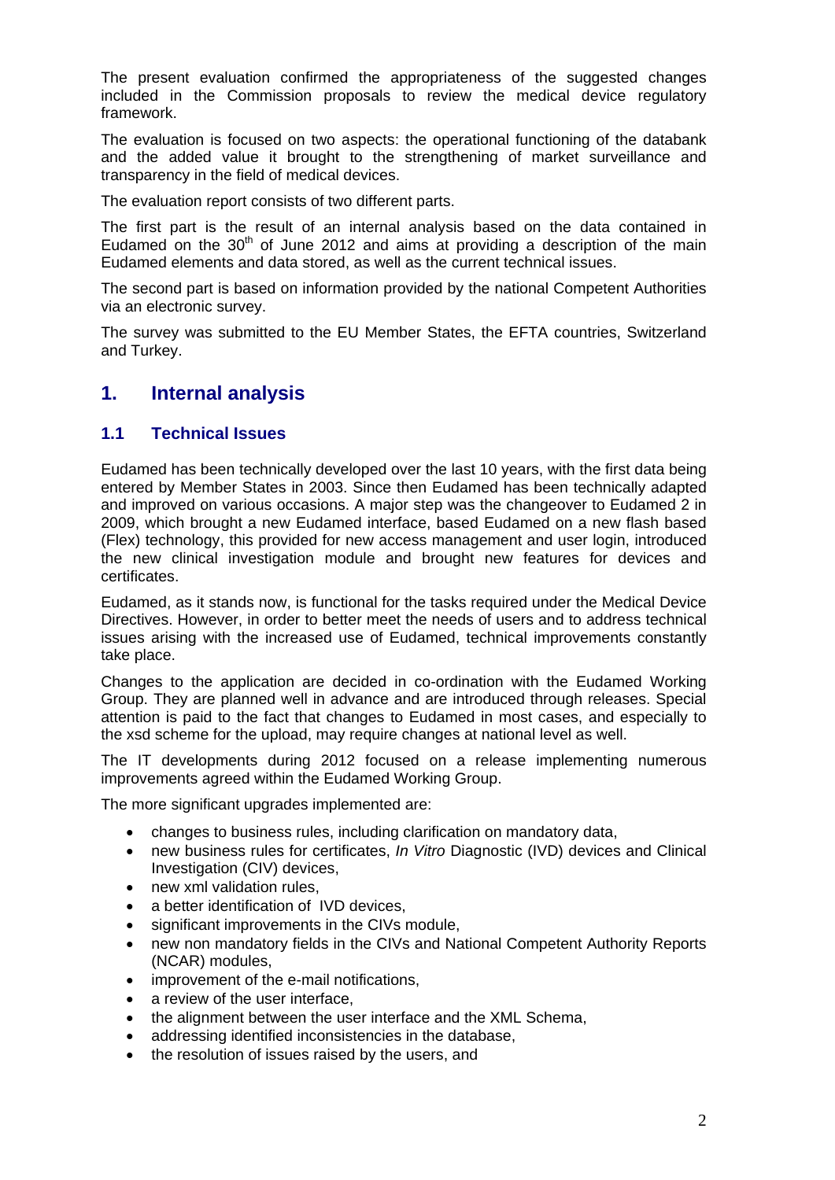The present evaluation confirmed the appropriateness of the suggested changes included in the Commission proposals to review the medical device regulatory framework.

The evaluation is focused on two aspects: the operational functioning of the databank and the added value it brought to the strengthening of market surveillance and transparency in the field of medical devices.

The evaluation report consists of two different parts.

The first part is the result of an internal analysis based on the data contained in Eudamed on the 30th of June 2012 and aims at providing a description of the main Eudamed elements and data stored, as well as the current technical issues.

The second part is based on information provided by the national Competent Authorities via an electronic survey.

The survey was submitted to the EU Member States, the EFTA countries, Switzerland and Turkey.

## 1. Internal analysis

### 1.1 Technical Issues

Eudamed has been technically developed over the last 10 years, with the first data being entered by Member States in 2003. Since then Eudamed has been technically adapted and improved on various occasions. A major step was the changeover to Eudamed 2 in 2009, which brought a new Eudamed interface, based Eudamed on a new flash based (Flex) technology, this provided for new access management and user login, introduced the new clinical investigation module and brought new features for devices and certificates.

Eudamed, as it stands now, is functional for the tasks required under the Medical Device Directives. However, in order to better meet the needs of users and to address technical issues arising with the increased use of Eudamed, technical improvements constantly take place.

Changes to the application are decided in co-ordination with the Eudamed Working Group. They are planned well in advance and are introduced through releases. Special attention is paid to the fact that changes to Eudamed in most cases, and especially to the xsd scheme for the upload, may require changes at national level as well.

The IT developments during 2012 focused on a release implementing numerous improvements agreed within the Eudamed Working Group.

The more significant upgrades implemented are:

- changes to business rules, including clarification on mandatory data,
- new business rules for certificates, *In Vitro* Diagnostic (IVD) devices and Clinical Investigation (CIV) devices,
- new xml validation rules,
- a better identification of IVD devices,
- significant improvements in the CIVs module,
- new non mandatory fields in the CIVs and National Competent Authority Reports (NCAR) modules,
- improvement of the e-mail notifications,
- a review of the user interface,
- the alignment between the user interface and the XML Schema,
- addressing identified inconsistencies in the database,
- the resolution of issues raised by the users, and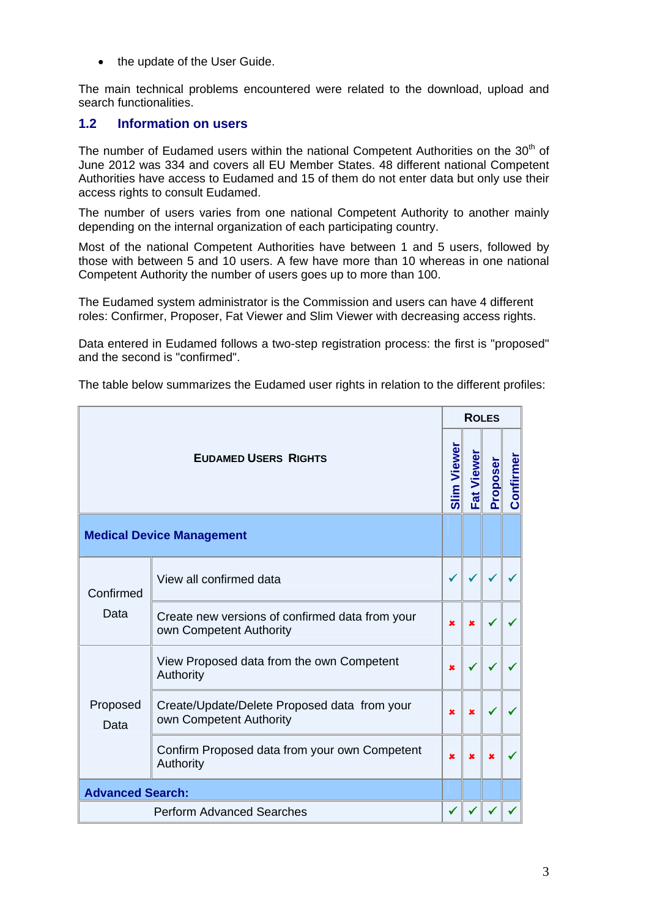- the update of the User Guide.

The main technical problems encountered were related to the download, upload and search functionalities.

## 1.2 Information on users

The number of Eudamed users within the national Competent Authorities on the 30th of June 2012 was 334 and covers all EU Member States. 48 different national Competent Authorities have access to Eudamed and 15 of them do not enter data but only use their access rights to consult Eudamed.

The number of users varies from one national Competent Authority to another mainly depending on the internal organization of each participating country.

Most of the national Competent Authorities have between 1 and 5 users, followed by those with between 5 and 10 users. A few have more than 10 whereas in one national Competent Authority the number of users goes up to more than 100.

The Eudamed system administrator is the Commission and users can have 4 different roles: Confirmer, Proposer, Fat Viewer and Slim Viewer with decreasing access rights.

Data entered in Eudamed follows a two-step registration process: the first is "proposed" and the second is "confirmed".

The table below summarizes the Eudamed user rights in relation to the different profiles:

| EUDAMED USERS RIGHTS | | ROLES | | | |
|---|---|---|---|---|---|
| | | Slim Viewer | Fat Viewer | Proposer | Confirmer |
| **Medical Device Management** | | | | | |
| Confirmed Data | View all confirmed data | ✓ | ✓ | ✓ | ✓ |
| | Create new versions of confirmed data from your own Competent Authority | ✗ | ✗ | ✓ | ✓ |
| Proposed Data | View Proposed data from the own Competent Authority | ✗ | ✓ | ✓ | ✓ |
| | Create/Update/Delete Proposed data from your own Competent Authority | ✗ | ✗ | ✓ | ✓ |
| | Confirm Proposed data from your own Competent Authority | ✗ | ✗ | ✗ | ✓ |
| **Advanced Search:** | | | | | |
| Perform Advanced Searches | | ✓ | ✓ | ✓ | ✓ |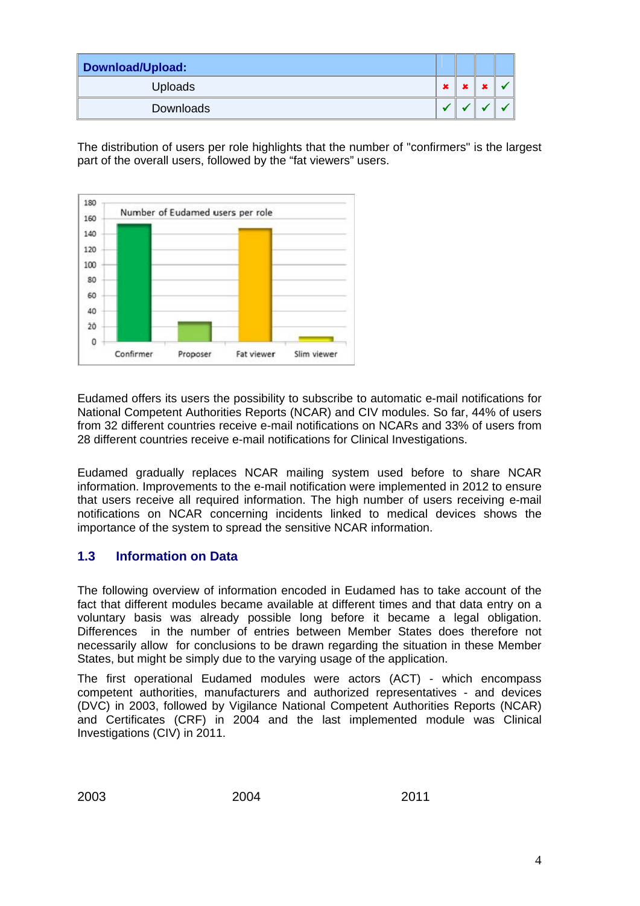| Download/Upload: | | | | |
|---|---|---|---|---|
| Uploads | ✖ | ✖ | ✖ | ✔ |
| Downloads | ✔ | ✔ | ✔ | ✔ |

The distribution of users per role highlights that the number of "confirmers" is the largest part of the overall users, followed by the "fat viewers" users.

Eudamed offers its users the possibility to subscribe to automatic e-mail notifications for National Competent Authorities Reports (NCAR) and CIV modules. So far, 44% of users from 32 different countries receive e-mail notifications on NCARs and 33% of users from 28 different countries receive e-mail notifications for Clinical Investigations.

Eudamed gradually replaces NCAR mailing system used before to share NCAR information. Improvements to the e-mail notification were implemented in 2012 to ensure that users receive all required information. The high number of users receiving e-mail notifications on NCAR concerning incidents linked to medical devices shows the importance of the system to spread the sensitive NCAR information.

## 1.3 Information on Data

The following overview of information encoded in Eudamed has to take account of the fact that different modules became available at different times and that data entry on a voluntary basis was already possible long before it became a legal obligation. Differences in the number of entries between Member States does therefore not necessarily allow for conclusions to be drawn regarding the situation in these Member States, but might be simply due to the varying usage of the application.

The first operational Eudamed modules were actors (ACT) - which encompass competent authorities, manufacturers and authorized representatives - and devices (DVC) in 2003, followed by Vigilance National Competent Authorities Reports (NCAR) and Certificates (CRF) in 2004 and the last implemented module was Clinical Investigations (CIV) in 2011.

2003 2004 2011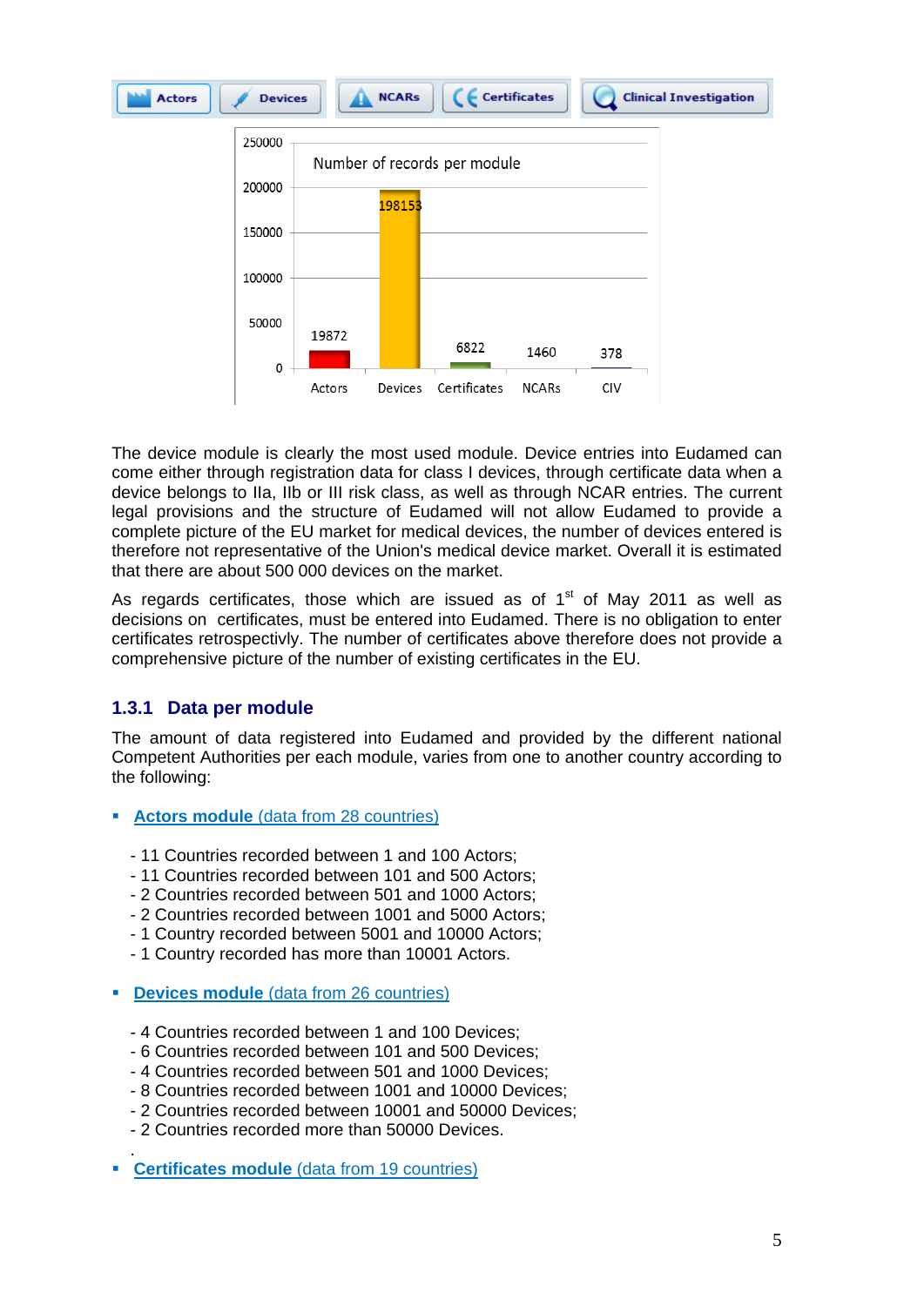Number of records per module

| Actors | Devices | Certificates | NCARs | CIV |
|---|---|---|---|---|
| 19872 | 198153 | 6822 | 1460 | 378 |

The device module is clearly the most used module. Device entries into Eudamed can come either through registration data for class I devices, through certificate data when a device belongs to IIa, IIb or III risk class, as well as through NCAR entries. The current legal provisions and the structure of Eudamed will not allow Eudamed to provide a complete picture of the EU market for medical devices, the number of devices entered is therefore not representative of the Union's medical device market. Overall it is estimated that there are about 500 000 devices on the market.

As regards certificates, those which are issued as of 1st of May 2011 as well as decisions on certificates, must be entered into Eudamed. There is no obligation to enter certificates retrospectivly. The number of certificates above therefore does not provide a comprehensive picture of the number of existing certificates in the EU.

### 1.3.1 Data per module

The amount of data registered into Eudamed and provided by the different national Competent Authorities per each module, varies from one to another country according to the following:

- **Actors module** (data from 28 countries)

  - 11 Countries recorded between 1 and 100 Actors;
  - 11 Countries recorded between 101 and 500 Actors;
  - 2 Countries recorded between 501 and 1000 Actors;
  - 2 Countries recorded between 1001 and 5000 Actors;
  - 1 Country recorded between 5001 and 10000 Actors;
  - 1 Country recorded has more than 10001 Actors.

- **Devices module** (data from 26 countries)

  - 4 Countries recorded between 1 and 100 Devices;
  - 6 Countries recorded between 101 and 500 Devices;
  - 4 Countries recorded between 501 and 1000 Devices;
  - 8 Countries recorded between 1001 and 10000 Devices;
  - 2 Countries recorded between 10001 and 50000 Devices;
  - 2 Countries recorded more than 50000 Devices.

- **Certificates module** (data from 19 countries)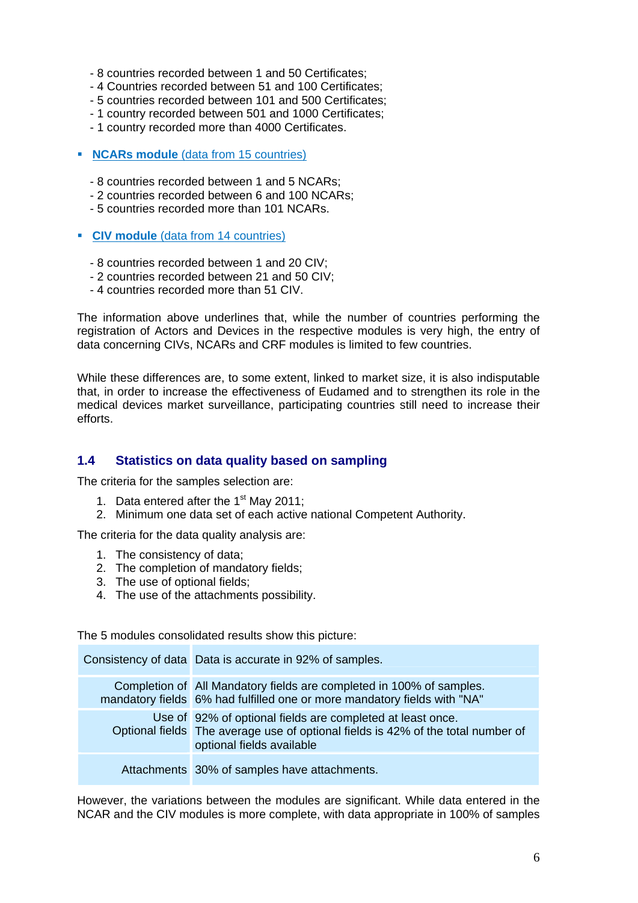- 8 countries recorded between 1 and 50 Certificates;
- 4 Countries recorded between 51 and 100 Certificates;
- 5 countries recorded between 101 and 500 Certificates;
- 1 country recorded between 501 and 1000 Certificates;
- 1 country recorded more than 4000 Certificates.

- **NCARs module** (data from 15 countries)

  - 8 countries recorded between 1 and 5 NCARs;
  - 2 countries recorded between 6 and 100 NCARs;
  - 5 countries recorded more than 101 NCARs.

- **CIV module** (data from 14 countries)

  - 8 countries recorded between 1 and 20 CIV;
  - 2 countries recorded between 21 and 50 CIV;
  - 4 countries recorded more than 51 CIV.

The information above underlines that, while the number of countries performing the registration of Actors and Devices in the respective modules is very high, the entry of data concerning CIVs, NCARs and CRF modules is limited to few countries.

While these differences are, to some extent, linked to market size, it is also indisputable that, in order to increase the effectiveness of Eudamed and to strengthen its role in the medical devices market surveillance, participating countries still need to increase their efforts.

## 1.4 Statistics on data quality based on sampling

The criteria for the samples selection are:

1. Data entered after the 1st May 2011;
2. Minimum one data set of each active national Competent Authority.

The criteria for the data quality analysis are:

1. The consistency of data;
2. The completion of mandatory fields;
3. The use of optional fields;
4. The use of the attachments possibility.

The 5 modules consolidated results show this picture:

| | |
|---|---|
| Consistency of data | Data is accurate in 92% of samples. |
| Completion of mandatory fields | All Mandatory fields are completed in 100% of samples. 6% had fulfilled one or more mandatory fields with "NA" |
| Use of Optional fields | 92% of optional fields are completed at least once. The average use of optional fields is 42% of the total number of optional fields available |
| Attachments | 30% of samples have attachments. |

However, the variations between the modules are significant. While data entered in the NCAR and the CIV modules is more complete, with data appropriate in 100% of samples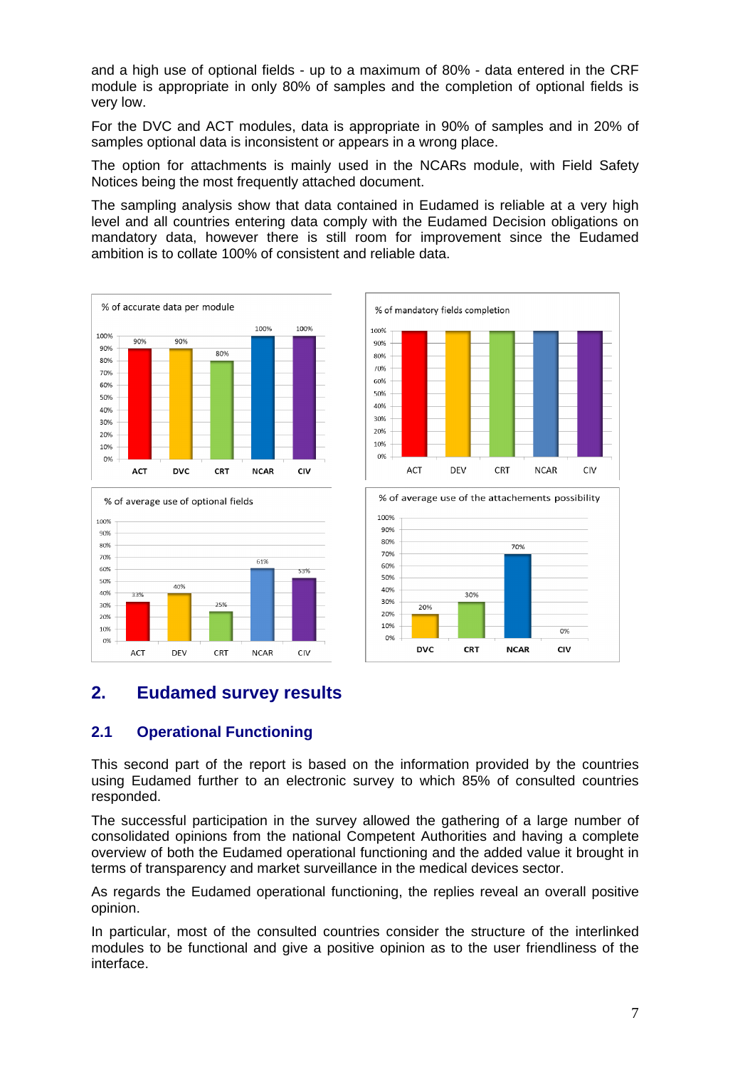and a high use of optional fields - up to a maximum of 80% - data entered in the CRF module is appropriate in only 80% of samples and the completion of optional fields is very low.

For the DVC and ACT modules, data is appropriate in 90% of samples and in 20% of samples optional data is inconsistent or appears in a wrong place.

The option for attachments is mainly used in the NCARs module, with Field Safety Notices being the most frequently attached document.

The sampling analysis show that data contained in Eudamed is reliable at a very high level and all countries entering data comply with the Eudamed Decision obligations on mandatory data, however there is still room for improvement since the Eudamed ambition is to collate 100% of consistent and reliable data.

% of accurate data per module

| ACT | DVC | CRT | NCAR | CIV |
|---|---|---|---|---|
| 90% | 90% | 80% | 100% | 100% |

% of mandatory fields completion

| ACT | DEV | CRT | NCAR | CIV |
|---|---|---|---|---|
| 100% | 100% | 100% | 100% | 100% |

% of average use of optional fields

| ACT | DEV | CRT | NCAR | CIV |
|---|---|---|---|---|
| 33% | 40% | 25% | 61% | 53% |

% of average use of the attachements possibility

| DVC | CRT | NCAR | CIV |
|---|---|---|---|
| 20% | 30% | 70% | 0% |

## 2. Eudamed survey results

### 2.1 Operational Functioning

This second part of the report is based on the information provided by the countries using Eudamed further to an electronic survey to which 85% of consulted countries responded.

The successful participation in the survey allowed the gathering of a large number of consolidated opinions from the national Competent Authorities and having a complete overview of both the Eudamed operational functioning and the added value it brought in terms of transparency and market surveillance in the medical devices sector.

As regards the Eudamed operational functioning, the replies reveal an overall positive opinion.

In particular, most of the consulted countries consider the structure of the interlinked modules to be functional and give a positive opinion as to the user friendliness of the interface.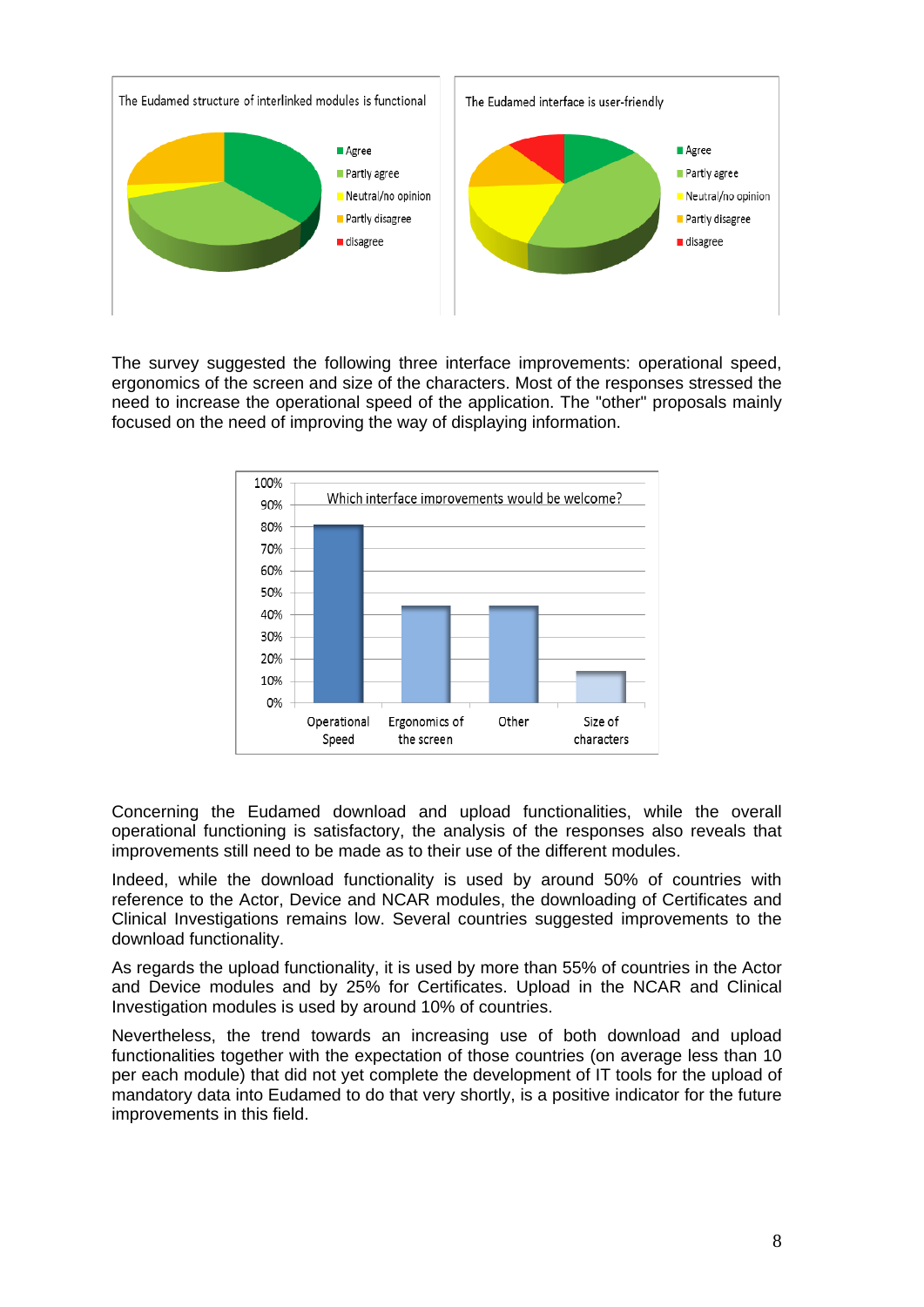The survey suggested the following three interface improvements: operational speed, ergonomics of the screen and size of the characters. Most of the responses stressed the need to increase the operational speed of the application. The "other" proposals mainly focused on the need of improving the way of displaying information.

Concerning the Eudamed download and upload functionalities, while the overall operational functioning is satisfactory, the analysis of the responses also reveals that improvements still need to be made as to their use of the different modules.

Indeed, while the download functionality is used by around 50% of countries with reference to the Actor, Device and NCAR modules, the downloading of Certificates and Clinical Investigations remains low. Several countries suggested improvements to the download functionality.

As regards the upload functionality, it is used by more than 55% of countries in the Actor and Device modules and by 25% for Certificates. Upload in the NCAR and Clinical Investigation modules is used by around 10% of countries.

Nevertheless, the trend towards an increasing use of both download and upload functionalities together with the expectation of those countries (on average less than 10 per each module) that did not yet complete the development of IT tools for the upload of mandatory data into Eudamed to do that very shortly, is a positive indicator for the future improvements in this field.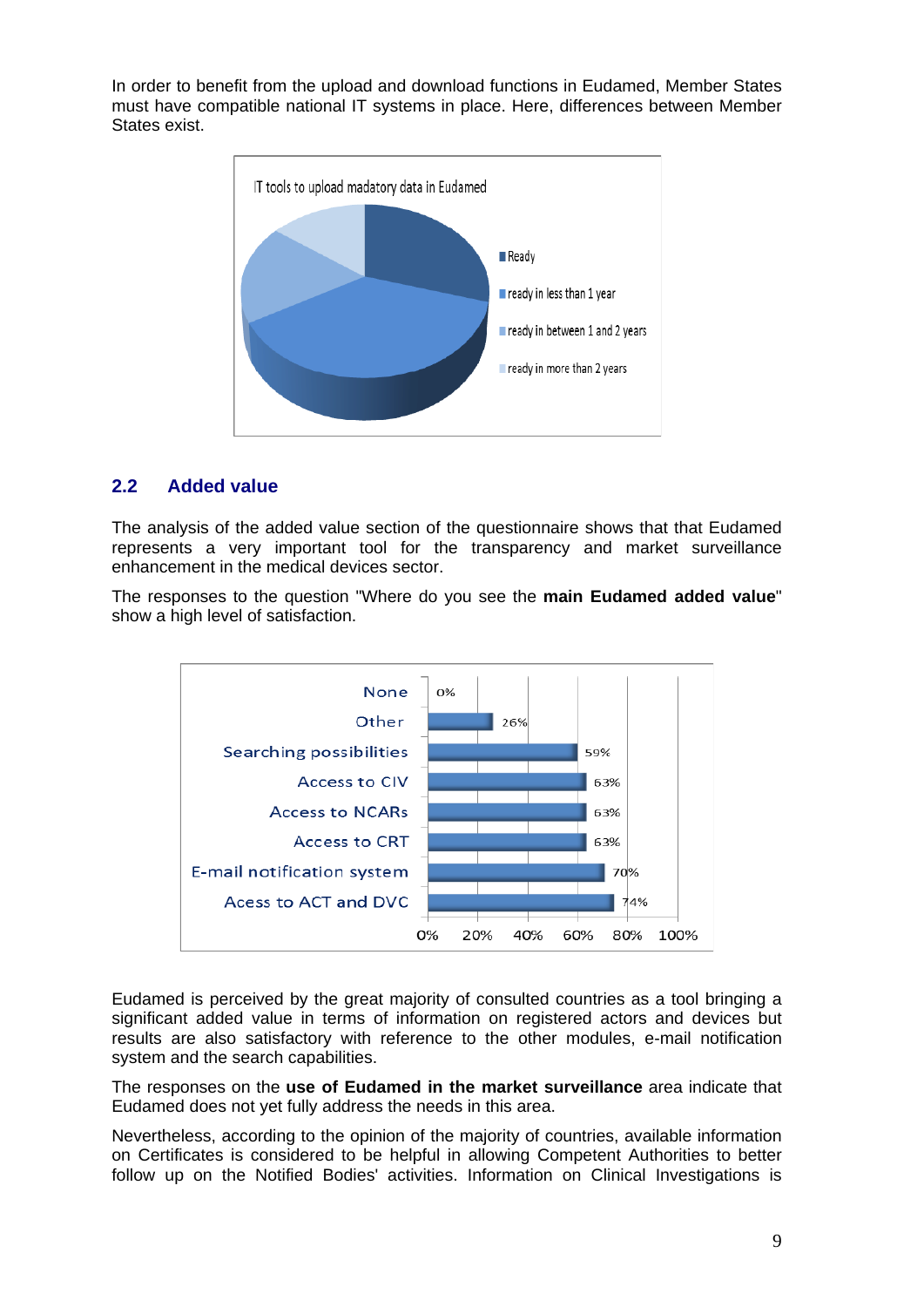In order to benefit from the upload and download functions in Eudamed, Member States must have compatible national IT systems in place. Here, differences between Member States exist.

IT tools to upload madatory data in Eudamed

- Ready
- ready in less than 1 year
- ready in between 1 and 2 years
- ready in more than 2 years

## 2.2 Added value

The analysis of the added value section of the questionnaire shows that that Eudamed represents a very important tool for the transparency and market surveillance enhancement in the medical devices sector.

The responses to the question "Where do you see the **main Eudamed added value**" show a high level of satisfaction.

| | |
|---|---|
| None | 0% |
| Other | 26% |
| Searching possibilities | 59% |
| Access to CIV | 63% |
| Access to NCARs | 63% |
| Access to CRT | 63% |
| E-mail notification system | 70% |
| Acess to ACT and DVC | 74% |

Eudamed is perceived by the great majority of consulted countries as a tool bringing a significant added value in terms of information on registered actors and devices but results are also satisfactory with reference to the other modules, e-mail notification system and the search capabilities.

The responses on the **use of Eudamed in the market surveillance** area indicate that Eudamed does not yet fully address the needs in this area.

Nevertheless, according to the opinion of the majority of countries, available information on Certificates is considered to be helpful in allowing Competent Authorities to better follow up on the Notified Bodies' activities. Information on Clinical Investigations is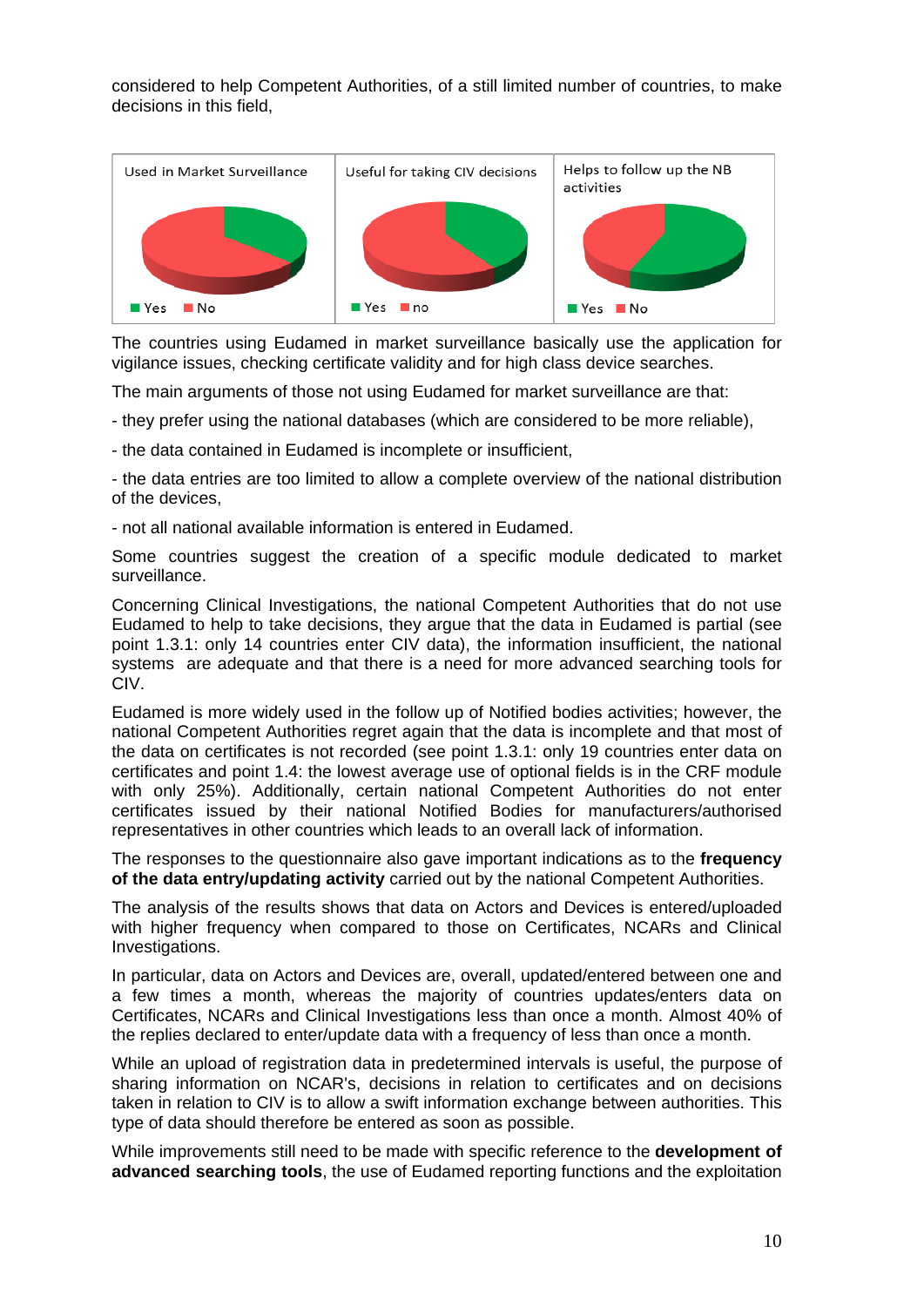considered to help Competent Authorities, of a still limited number of countries, to make decisions in this field,

The countries using Eudamed in market surveillance basically use the application for vigilance issues, checking certificate validity and for high class device searches.

The main arguments of those not using Eudamed for market surveillance are that:

- they prefer using the national databases (which are considered to be more reliable),

- the data contained in Eudamed is incomplete or insufficient,

- the data entries are too limited to allow a complete overview of the national distribution of the devices,

- not all national available information is entered in Eudamed.

Some countries suggest the creation of a specific module dedicated to market surveillance.

Concerning Clinical Investigations, the national Competent Authorities that do not use Eudamed to help to take decisions, they argue that the data in Eudamed is partial (see point 1.3.1: only 14 countries enter CIV data), the information insufficient, the national systems are adequate and that there is a need for more advanced searching tools for CIV.

Eudamed is more widely used in the follow up of Notified bodies activities; however, the national Competent Authorities regret again that the data is incomplete and that most of the data on certificates is not recorded (see point 1.3.1: only 19 countries enter data on certificates and point 1.4: the lowest average use of optional fields is in the CRF module with only 25%). Additionally, certain national Competent Authorities do not enter certificates issued by their national Notified Bodies for manufacturers/authorised representatives in other countries which leads to an overall lack of information.

The responses to the questionnaire also gave important indications as to the **frequency of the data entry/updating activity** carried out by the national Competent Authorities.

The analysis of the results shows that data on Actors and Devices is entered/uploaded with higher frequency when compared to those on Certificates, NCARs and Clinical Investigations.

In particular, data on Actors and Devices are, overall, updated/entered between one and a few times a month, whereas the majority of countries updates/enters data on Certificates, NCARs and Clinical Investigations less than once a month. Almost 40% of the replies declared to enter/update data with a frequency of less than once a month.

While an upload of registration data in predetermined intervals is useful, the purpose of sharing information on NCAR's, decisions in relation to certificates and on decisions taken in relation to CIV is to allow a swift information exchange between authorities. This type of data should therefore be entered as soon as possible.

While improvements still need to be made with specific reference to the **development of advanced searching tools**, the use of Eudamed reporting functions and the exploitation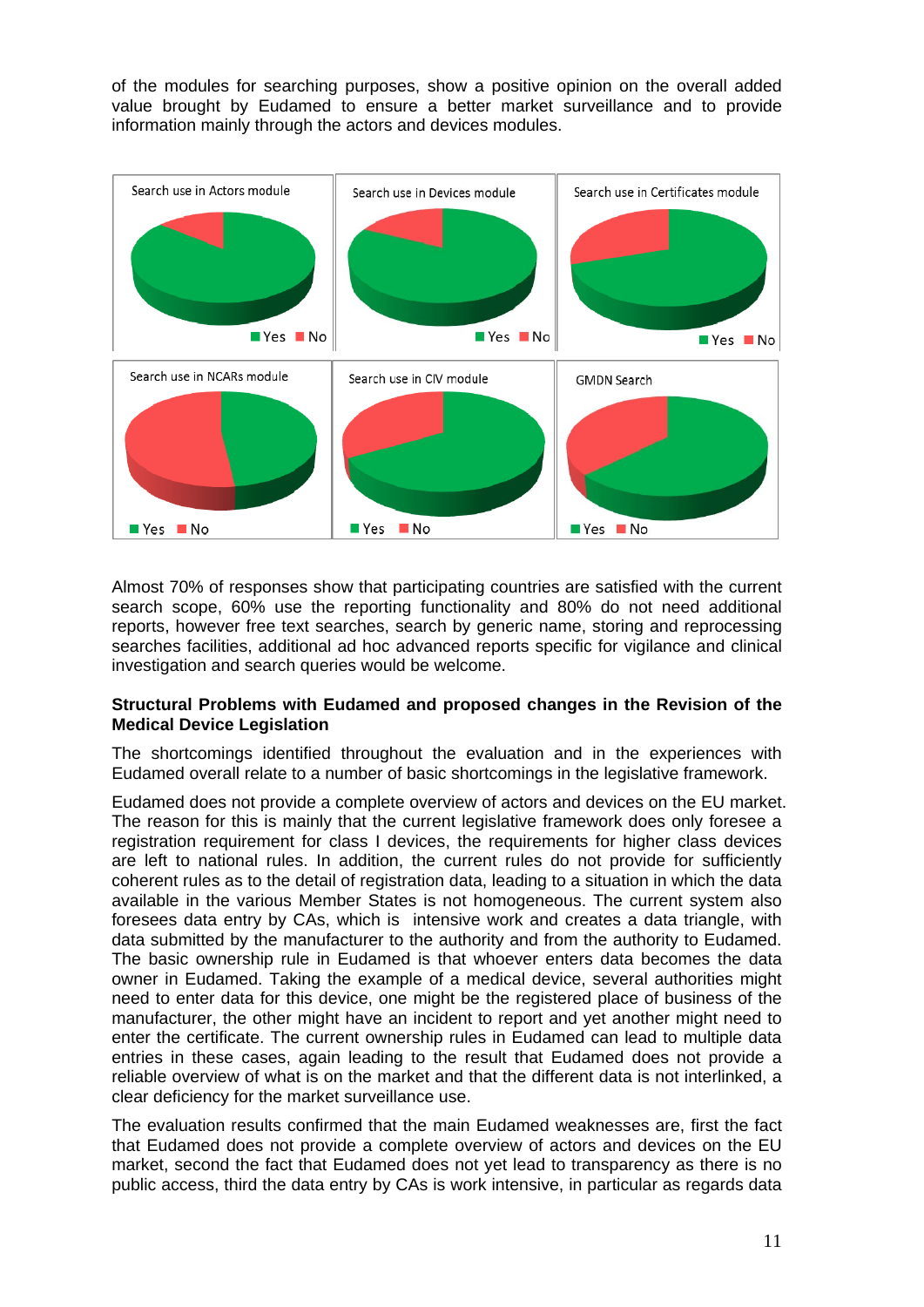of the modules for searching purposes, show a positive opinion on the overall added value brought by Eudamed to ensure a better market surveillance and to provide information mainly through the actors and devices modules.

Almost 70% of responses show that participating countries are satisfied with the current search scope, 60% use the reporting functionality and 80% do not need additional reports, however free text searches, search by generic name, storing and reprocessing searches facilities, additional ad hoc advanced reports specific for vigilance and clinical investigation and search queries would be welcome.

**Structural Problems with Eudamed and proposed changes in the Revision of the Medical Device Legislation**

The shortcomings identified throughout the evaluation and in the experiences with Eudamed overall relate to a number of basic shortcomings in the legislative framework.

Eudamed does not provide a complete overview of actors and devices on the EU market. The reason for this is mainly that the current legislative framework does only foresee a registration requirement for class I devices, the requirements for higher class devices are left to national rules. In addition, the current rules do not provide for sufficiently coherent rules as to the detail of registration data, leading to a situation in which the data available in the various Member States is not homogeneous. The current system also foresees data entry by CAs, which is intensive work and creates a data triangle, with data submitted by the manufacturer to the authority and from the authority to Eudamed. The basic ownership rule in Eudamed is that whoever enters data becomes the data owner in Eudamed. Taking the example of a medical device, several authorities might need to enter data for this device, one might be the registered place of business of the manufacturer, the other might have an incident to report and yet another might need to enter the certificate. The current ownership rules in Eudamed can lead to multiple data entries in these cases, again leading to the result that Eudamed does not provide a reliable overview of what is on the market and that the different data is not interlinked, a clear deficiency for the market surveillance use.

The evaluation results confirmed that the main Eudamed weaknesses are, first the fact that Eudamed does not provide a complete overview of actors and devices on the EU market, second the fact that Eudamed does not yet lead to transparency as there is no public access, third the data entry by CAs is work intensive, in particular as regards data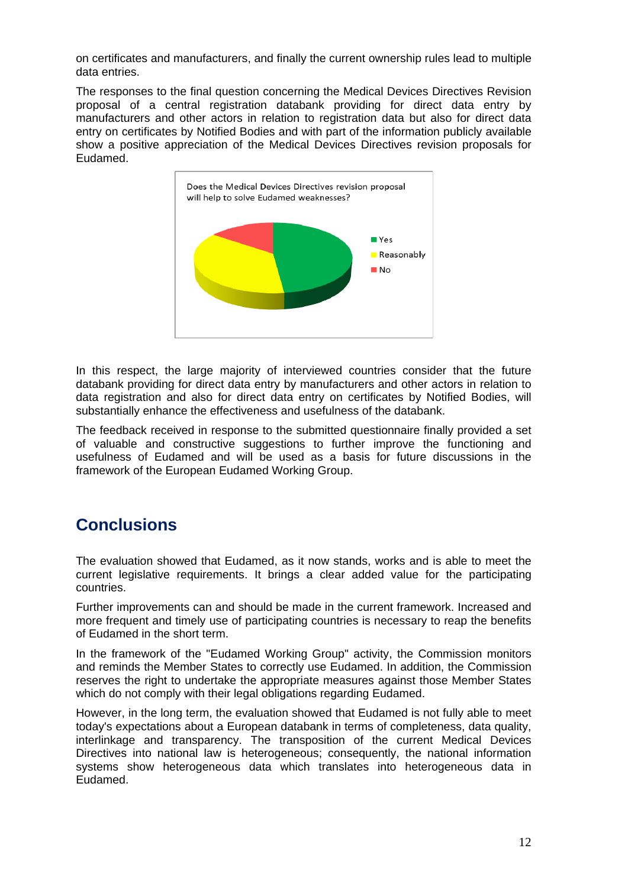on certificates and manufacturers, and finally the current ownership rules lead to multiple data entries.

The responses to the final question concerning the Medical Devices Directives Revision proposal of a central registration databank providing for direct data entry by manufacturers and other actors in relation to registration data but also for direct data entry on certificates by Notified Bodies and with part of the information publicly available show a positive appreciation of the Medical Devices Directives revision proposals for Eudamed.

Does the Medical Devices Directives revision proposal will help to solve Eudamed weaknesses?

- Yes
- Reasonably
- No

In this respect, the large majority of interviewed countries consider that the future databank providing for direct data entry by manufacturers and other actors in relation to data registration and also for direct data entry on certificates by Notified Bodies, will substantially enhance the effectiveness and usefulness of the databank.

The feedback received in response to the submitted questionnaire finally provided a set of valuable and constructive suggestions to further improve the functioning and usefulness of Eudamed and will be used as a basis for future discussions in the framework of the European Eudamed Working Group.

## Conclusions

The evaluation showed that Eudamed, as it now stands, works and is able to meet the current legislative requirements. It brings a clear added value for the participating countries.

Further improvements can and should be made in the current framework. Increased and more frequent and timely use of participating countries is necessary to reap the benefits of Eudamed in the short term.

In the framework of the "Eudamed Working Group" activity, the Commission monitors and reminds the Member States to correctly use Eudamed. In addition, the Commission reserves the right to undertake the appropriate measures against those Member States which do not comply with their legal obligations regarding Eudamed.

However, in the long term, the evaluation showed that Eudamed is not fully able to meet today's expectations about a European databank in terms of completeness, data quality, interlinkage and transparency. The transposition of the current Medical Devices Directives into national law is heterogeneous; consequently, the national information systems show heterogeneous data which translates into heterogeneous data in Eudamed.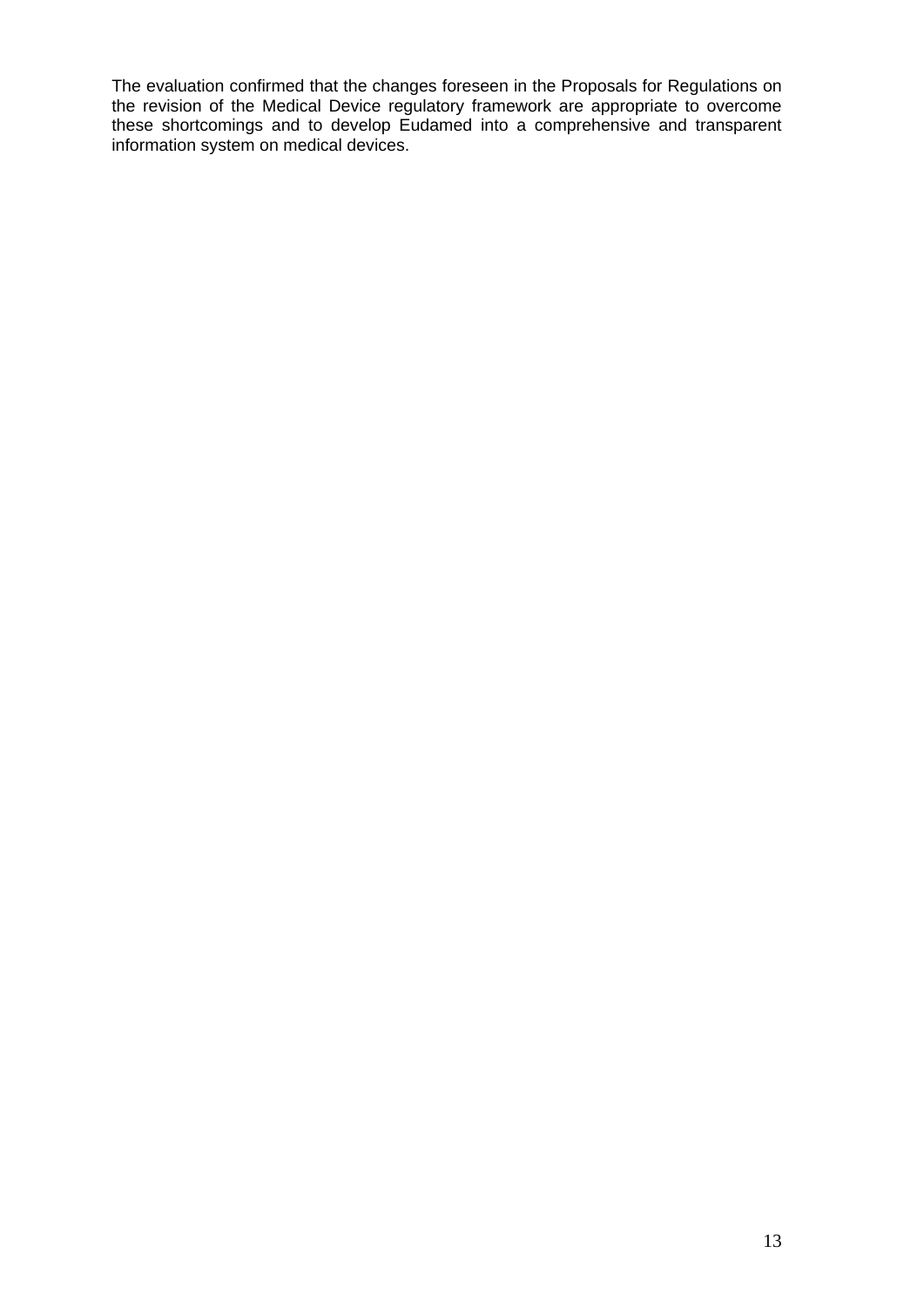The evaluation confirmed that the changes foreseen in the Proposals for Regulations on the revision of the Medical Device regulatory framework are appropriate to overcome these shortcomings and to develop Eudamed into a comprehensive and transparent information system on medical devices.